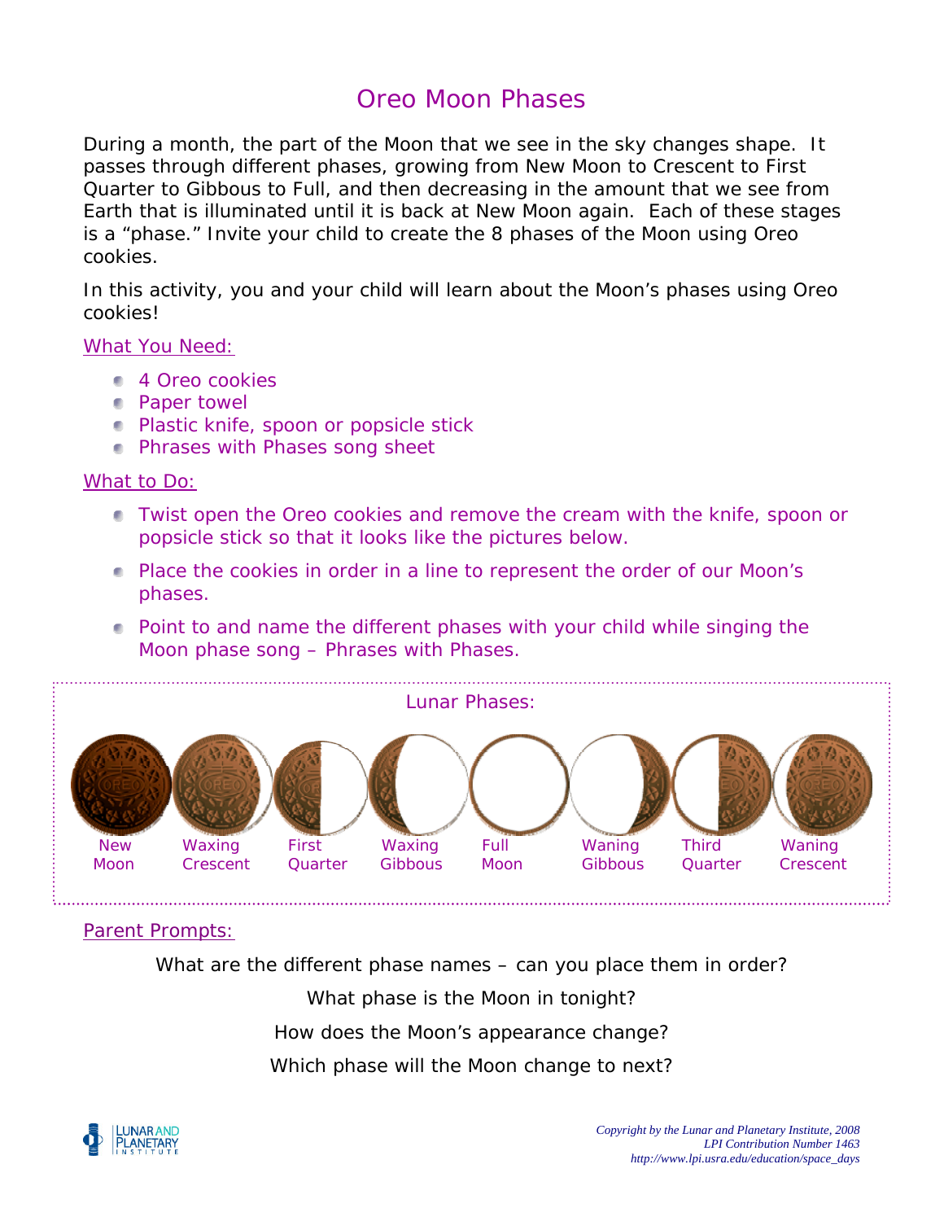# Oreo Moon Phases

During a month, the part of the Moon that we see in the sky changes shape. It passes through different phases, growing from New Moon to Crescent to First Quarter to Gibbous to Full, and then decreasing in the amount that we see from Earth that is illuminated until it is back at New Moon again. Each of these stages is a "phase." Invite your child to create the 8 phases of the Moon using Oreo cookies.

In this activity, you and your child will learn about the Moon's phases using Oreo cookies!

## What You Need:

- 4 Oreo cookies
- Paper towel
- Plastic knife, spoon or popsicle stick
- Phrases with Phases song sheet

## What to Do:

- Twist open the Oreo cookies and remove the cream with the knife, spoon or popsicle stick so that it looks like the pictures below.
- Place the cookies in order in a line to represent the order of our Moon's phases.
- Point to and name the different phases with your child while singing the Moon phase song – Phrases with Phases.

### Lunar Phases:

New Moon | Waxing Crescent | First Quarter | Waxing Gibbous | Full Moon | Waning Gibbous | Third Quarter | Waning Crescent

## Parent Prompts:

What are the different phase names – can you place them in order?

What phase is the Moon in tonight?

How does the Moon's appearance change?

Which phase will the Moon change to next?

LUNAR AND PLANETARY INSTITUTE

*Copyright by the Lunar and Planetary Institute, 2008*
*LPI Contribution Number 1463*
*http://www.lpi.usra.edu/education/space_days*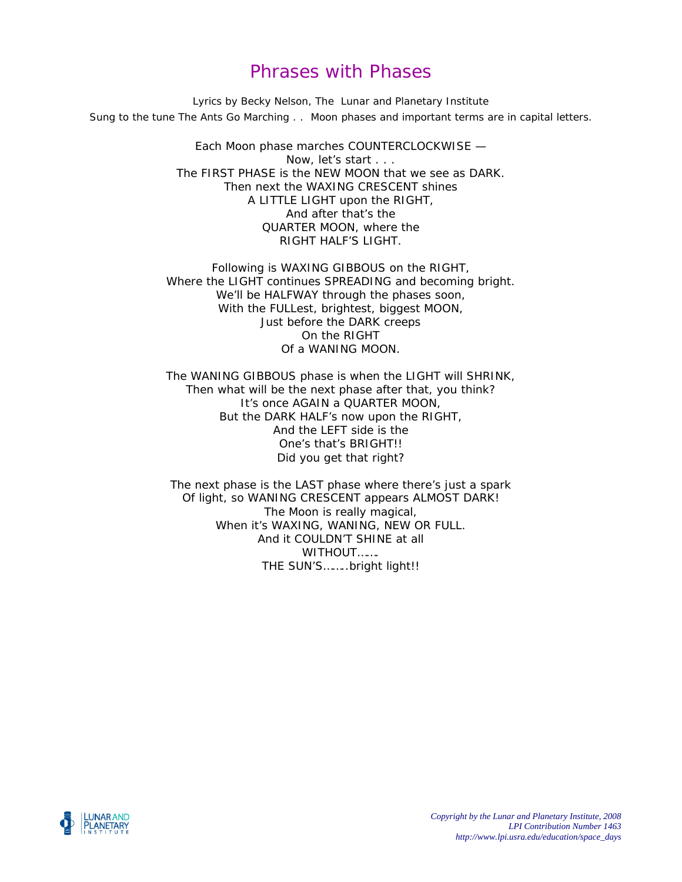# Phrases with Phases

Lyrics by Becky Nelson, The Lunar and Planetary Institute

Sung to the tune The Ants Go Marching . . Moon phases and important terms are in capital letters.

Each Moon phase marches COUNTERCLOCKWISE —
Now, let's start . . .
The FIRST PHASE is the NEW MOON that we see as DARK.
Then next the WAXING CRESCENT shines
A LITTLE LIGHT upon the RIGHT,
And after that's the
QUARTER MOON, where the
RIGHT HALF'S LIGHT.

Following is WAXING GIBBOUS on the RIGHT,
Where the LIGHT continues SPREADING and becoming bright.
We'll be HALFWAY through the phases soon,
With the FULLest, brightest, biggest MOON,
Just before the DARK creeps
On the RIGHT
Of a WANING MOON.

The WANING GIBBOUS phase is when the LIGHT will SHRINK,
Then what will be the next phase after that, you think?
It's once AGAIN a QUARTER MOON,
But the DARK HALF's now upon the RIGHT,
And the LEFT side is the
One's that's BRIGHT!!
Did you get that right?

The next phase is the LAST phase where there's just a spark
Of light, so WANING CRESCENT appears ALMOST DARK!
The Moon is really magical,
When it's WAXING, WANING, NEW OR FULL.
And it COULDN'T SHINE at all
WITHOUT…….
THE SUN'S……..bright light!!

*Copyright by the Lunar and Planetary Institute, 2008*
*LPI Contribution Number 1463*
*http://www.lpi.usra.edu/education/space_days*